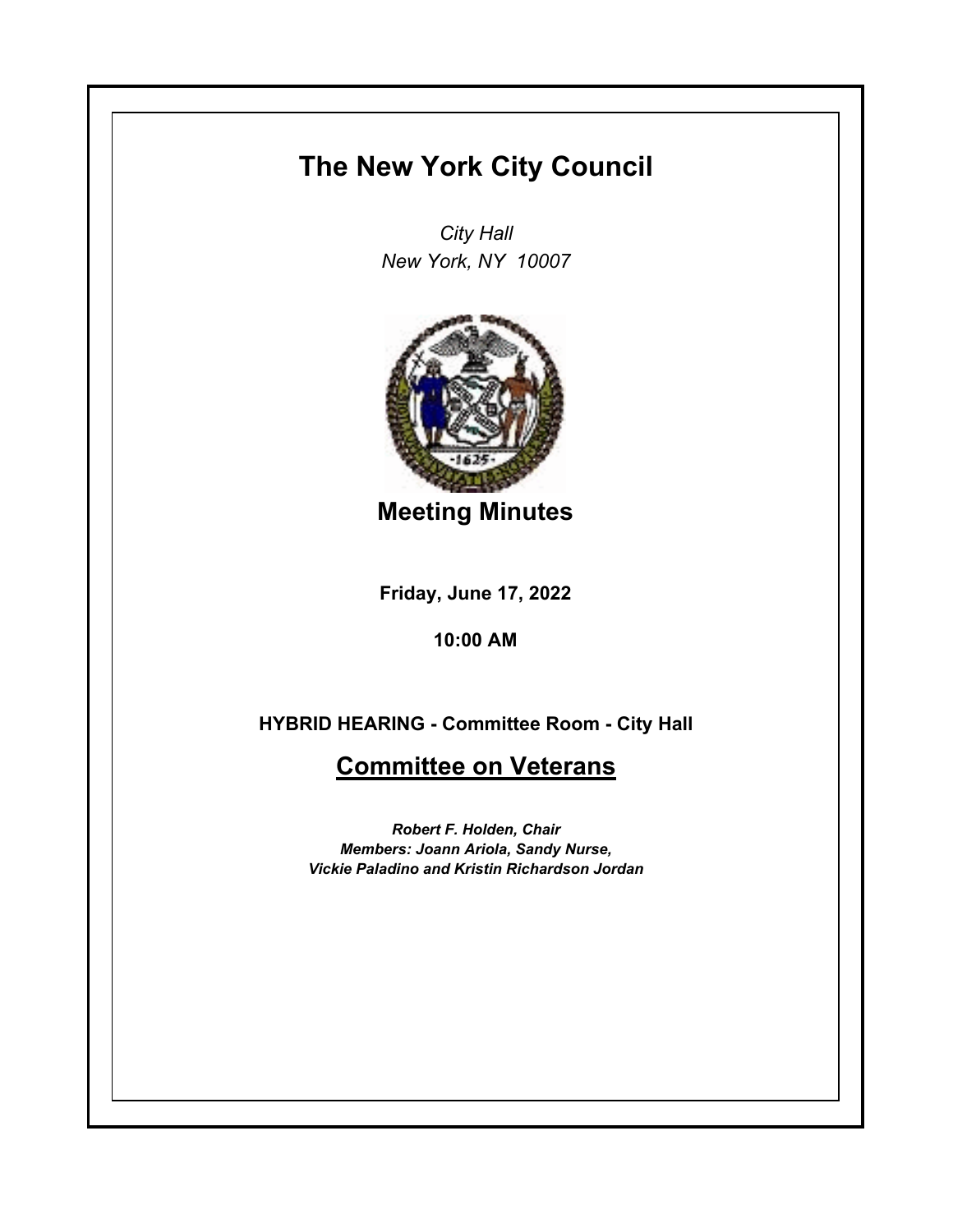# The New York City Council

*City Hall*
*New York, NY 10007*

## Meeting Minutes

**Friday, June 17, 2022**

**10:00 AM**

**HYBRID HEARING - Committee Room - City Hall**

## Committee on Veterans

***Robert F. Holden, Chair***
***Members: Joann Ariola, Sandy Nurse,***
***Vickie Paladino and Kristin Richardson Jordan***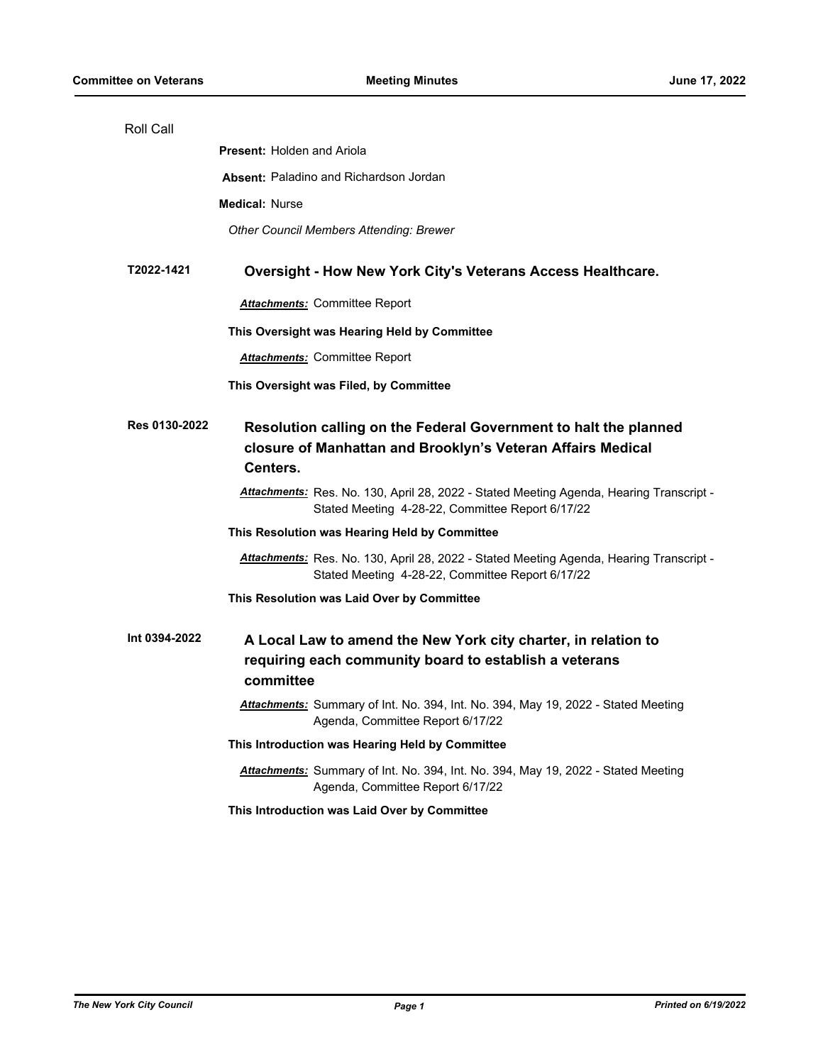Roll Call

**Present:** Holden and Ariola

**Absent:** Paladino and Richardson Jordan

**Medical:** Nurse

*Other Council Members Attending: Brewer*

## T2022-1421 Oversight - How New York City's Veterans Access Healthcare.

***Attachments:*** Committee Report

**This Oversight was Hearing Held by Committee**

***Attachments:*** Committee Report

**This Oversight was Filed, by Committee**

## Res 0130-2022 Resolution calling on the Federal Government to halt the planned closure of Manhattan and Brooklyn's Veteran Affairs Medical Centers.

***Attachments:*** Res. No. 130, April 28, 2022 - Stated Meeting Agenda, Hearing Transcript - Stated Meeting 4-28-22, Committee Report 6/17/22

**This Resolution was Hearing Held by Committee**

***Attachments:*** Res. No. 130, April 28, 2022 - Stated Meeting Agenda, Hearing Transcript - Stated Meeting 4-28-22, Committee Report 6/17/22

**This Resolution was Laid Over by Committee**

## Int 0394-2022 A Local Law to amend the New York city charter, in relation to requiring each community board to establish a veterans committee

***Attachments:*** Summary of Int. No. 394, Int. No. 394, May 19, 2022 - Stated Meeting Agenda, Committee Report 6/17/22

**This Introduction was Hearing Held by Committee**

***Attachments:*** Summary of Int. No. 394, Int. No. 394, May 19, 2022 - Stated Meeting Agenda, Committee Report 6/17/22

**This Introduction was Laid Over by Committee**